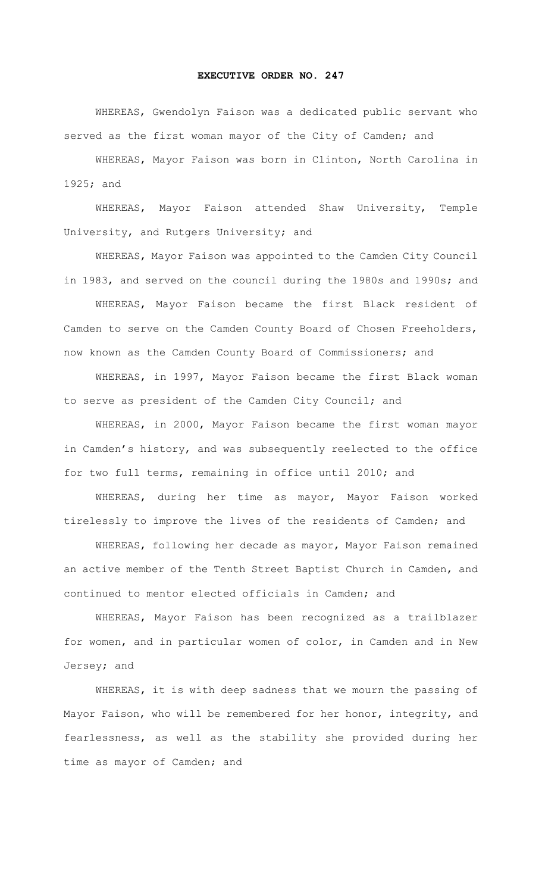# EXECUTIVE ORDER NO. 247

WHEREAS, Gwendolyn Faison was a dedicated public servant who served as the first woman mayor of the City of Camden; and

WHEREAS, Mayor Faison was born in Clinton, North Carolina in 1925; and

WHEREAS, Mayor Faison attended Shaw University, Temple University, and Rutgers University; and

WHEREAS, Mayor Faison was appointed to the Camden City Council in 1983, and served on the council during the 1980s and 1990s; and

WHEREAS, Mayor Faison became the first Black resident of Camden to serve on the Camden County Board of Chosen Freeholders, now known as the Camden County Board of Commissioners; and

WHEREAS, in 1997, Mayor Faison became the first Black woman to serve as president of the Camden City Council; and

WHEREAS, in 2000, Mayor Faison became the first woman mayor in Camden's history, and was subsequently reelected to the office for two full terms, remaining in office until 2010; and

WHEREAS, during her time as mayor, Mayor Faison worked tirelessly to improve the lives of the residents of Camden; and

WHEREAS, following her decade as mayor, Mayor Faison remained an active member of the Tenth Street Baptist Church in Camden, and continued to mentor elected officials in Camden; and

WHEREAS, Mayor Faison has been recognized as a trailblazer for women, and in particular women of color, in Camden and in New Jersey; and

WHEREAS, it is with deep sadness that we mourn the passing of Mayor Faison, who will be remembered for her honor, integrity, and fearlessness, as well as the stability she provided during her time as mayor of Camden; and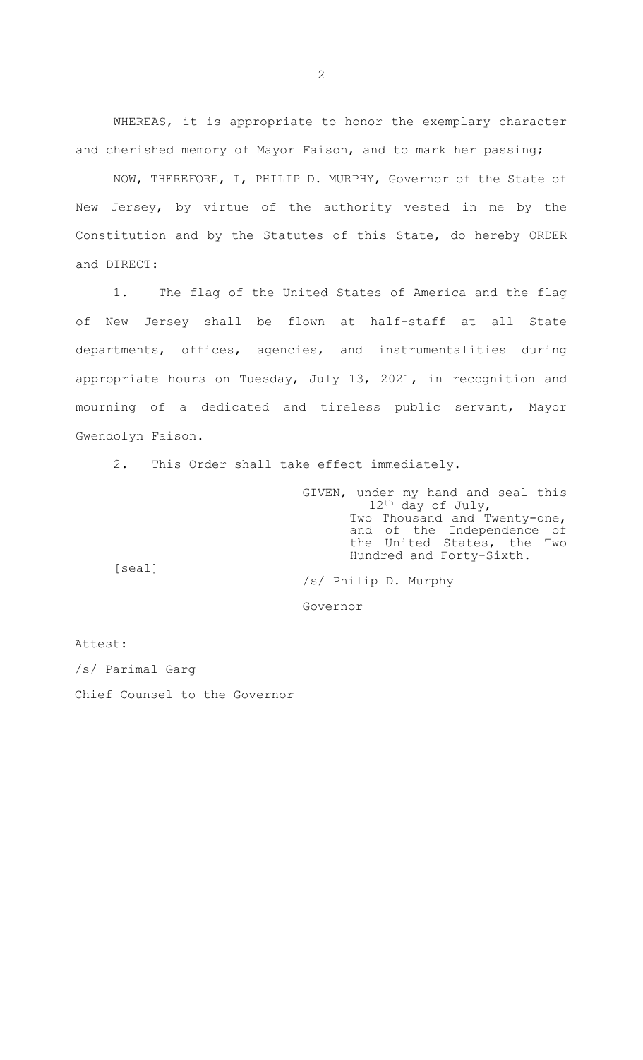WHEREAS, it is appropriate to honor the exemplary character and cherished memory of Mayor Faison, and to mark her passing;

NOW, THEREFORE, I, PHILIP D. MURPHY, Governor of the State of New Jersey, by virtue of the authority vested in me by the Constitution and by the Statutes of this State, do hereby ORDER and DIRECT:

1. The flag of the United States of America and the flag of New Jersey shall be flown at half-staff at all State departments, offices, agencies, and instrumentalities during appropriate hours on Tuesday, July 13, 2021, in recognition and mourning of a dedicated and tireless public servant, Mayor Gwendolyn Faison.

2. This Order shall take effect immediately.

GIVEN, under my hand and seal this 12th day of July, Two Thousand and Twenty-one, and of the Independence of the United States, the Two Hundred and Forty-Sixth.

[seal]

/s/ Philip D. Murphy

Governor

Attest:

/s/ Parimal Garg

Chief Counsel to the Governor